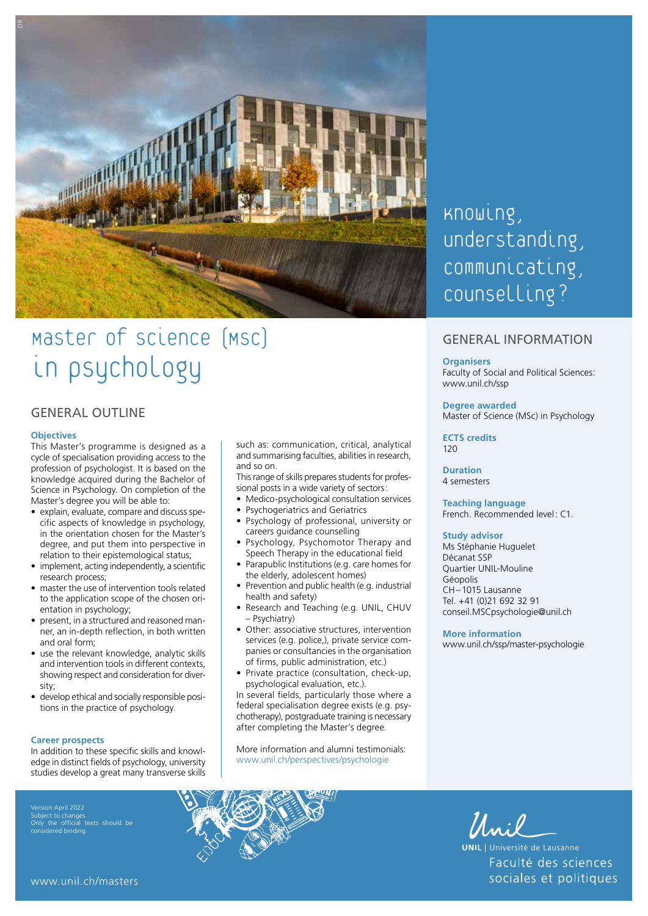# Master of Science (MSc) in Psychology

Knowing, understanding, communicating, counselling?

## GENERAL OUTLINE

### Objectives

This Master's programme is designed as a cycle of specialisation providing access to the profession of psychologist. It is based on the knowledge acquired during the Bachelor of Science in Psychology. On completion of the Master's degree you will be able to:

- explain, evaluate, compare and discuss specific aspects of knowledge in psychology, in the orientation chosen for the Master's degree, and put them into perspective in relation to their epistemological status;
- implement, acting independently, a scientific research process;
- master the use of intervention tools related to the application scope of the chosen orientation in psychology;
- present, in a structured and reasoned manner, an in-depth reflection, in both written and oral form;
- use the relevant knowledge, analytic skills and intervention tools in different contexts, showing respect and consideration for diversity;
- develop ethical and socially responsible positions in the practice of psychology.

### Career prospects

In addition to these specific skills and knowledge in distinct fields of psychology, university studies develop a great many transverse skills such as: communication, critical, analytical and summarising faculties, abilities in research, and so on.

This range of skills prepares students for professional posts in a wide variety of sectors:

- Medico-psychological consultation services
- Psychogeriatrics and Geriatrics
- Psychology of professional, university or careers guidance counselling
- Psychology, Psychomotor Therapy and Speech Therapy in the educational field
- Parapublic Institutions (e.g. care homes for the elderly, adolescent homes)
- Prevention and public health (e.g. industrial health and safety)
- Research and Teaching (e.g. UNIL, CHUV – Psychiatry)
- Other: associative structures, intervention services (e.g. police,), private service companies or consultancies in the organisation of firms, public administration, etc.)
- Private practice (consultation, check-up, psychological evaluation, etc.).

In several fields, particularly those where a federal specialisation degree exists (e.g. psychotherapy), postgraduate training is necessary after completing the Master's degree.

More information and alumni testimonials: www.unil.ch/perspectives/psychologie

## GENERAL INFORMATION

**Organisers**
Faculty of Social and Political Sciences: www.unil.ch/ssp

**Degree awarded**
Master of Science (MSc) in Psychology

**ECTS credits**
120

**Duration**
4 semesters

**Teaching language**
French. Recommended level: C1.

**Study advisor**
Ms Stéphanie Huguelet
Décanat SSP
Quartier UNIL-Mouline
Géopolis
CH – 1015 Lausanne
Tel. +41 (0)21 692 32 91
conseil.MSCpsychologie@unil.ch

**More information**
www.unil.ch/ssp/master-psychologie

Version: April 2022
Subject to changes
Only the official texts should be considered binding.

www.unil.ch/masters

UNIL | Université de Lausanne
Faculté des sciences sociales et politiques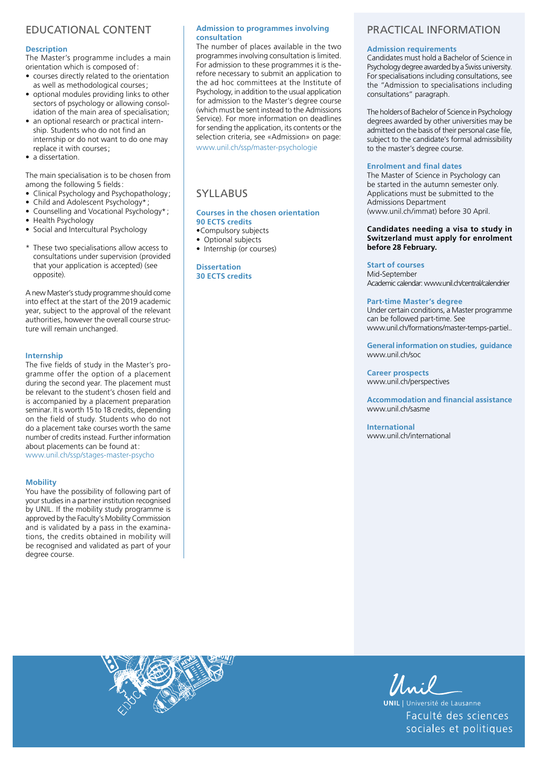## EDUCATIONAL CONTENT

### Description

The Master's programme includes a main orientation which is composed of:

- courses directly related to the orientation as well as methodological courses;
- optional modules providing links to other sectors of psychology or allowing consolidation of the main area of specialisation;
- an optional research or practical internship. Students who do not find an internship or do not want to do one may replace it with courses;
- a dissertation.

The main specialisation is to be chosen from among the following 5 fields:

- Clinical Psychology and Psychopathology;
- Child and Adolescent Psychology*;
- Counselling and Vocational Psychology*;
- Health Psychology
- Social and Intercultural Psychology

\* These two specialisations allow access to consultations under supervision (provided that your application is accepted) (see opposite).

A new Master's study programme should come into effect at the start of the 2019 academic year, subject to the approval of the relevant authorities, however the overall course structure will remain unchanged.

### Internship

The five fields of study in the Master's programme offer the option of a placement during the second year. The placement must be relevant to the student's chosen field and is accompanied by a placement preparation seminar. It is worth 15 to 18 credits, depending on the field of study. Students who do not do a placement take courses worth the same number of credits instead. Further information about placements can be found at: www.unil.ch/ssp/stages-master-psycho

### Mobility

You have the possibility of following part of your studies in a partner institution recognised by UNIL. If the mobility study programme is approved by the Faculty's Mobility Commission and is validated by a pass in the examinations, the credits obtained in mobility will be recognised and validated as part of your degree course.

### Admission to programmes involving consultation

The number of places available in the two programmes involving consultation is limited. For admission to these programmes it is therefore necessary to submit an application to the ad hoc committees at the Institute of Psychology, in addition to the usual application for admission to the Master's degree course (which must be sent instead to the Admissions Service). For more information on deadlines for sending the application, its contents or the selection criteria, see «Admission» on page: www.unil.ch/ssp/master-psychologie

## SYLLABUS

### Courses in the chosen orientation 90 ECTS credits

- Compulsory subjects
- Optional subjects
- Internship (or courses)

### Dissertation 30 ECTS credits

## PRACTICAL INFORMATION

### Admission requirements

Candidates must hold a Bachelor of Science in Psychology degree awarded by a Swiss university. For specialisations including consultations, see the "Admission to specialisations including consultations" paragraph.

The holders of Bachelor of Science in Psychology degrees awarded by other universities may be admitted on the basis of their personal case file, subject to the candidate's formal admissibility to the master's degree course.

### Enrolment and final dates

The Master of Science in Psychology can be started in the autumn semester only. Applications must be submitted to the Admissions Department (www.unil.ch/immat) before 30 April.

**Candidates needing a visa to study in Switzerland must apply for enrolment before 28 February.**

### Start of courses

Mid-September
Academic calendar: www.unil.ch/central/calendrier

### Part-time Master's degree

Under certain conditions, a Master programme can be followed part-time. See www.unil.ch/formations/master-temps-partiel..

### General information on studies, guidance

www.unil.ch/soc

### Career prospects

www.unil.ch/perspectives

### Accommodation and financial assistance

www.unil.ch/sasme

### International

www.unil.ch/international

Unil
UNIL | Université de Lausanne
Faculté des sciences sociales et politiques